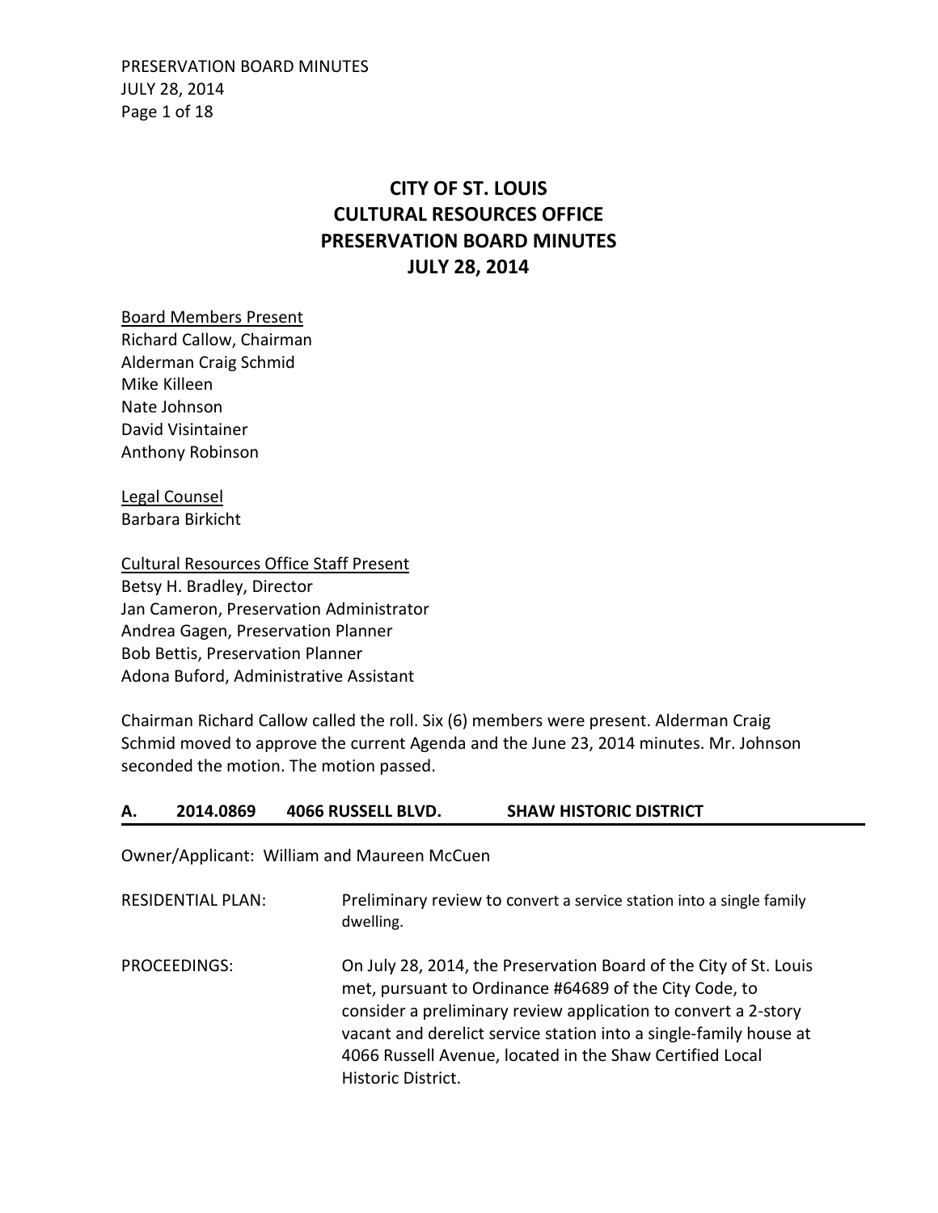# CITY OF ST. LOUIS
# CULTURAL RESOURCES OFFICE
# PRESERVATION BOARD MINUTES
# JULY 28, 2014

Board Members Present
Richard Callow, Chairman
Alderman Craig Schmid
Mike Killeen
Nate Johnson
David Visintainer
Anthony Robinson

Legal Counsel
Barbara Birkicht

Cultural Resources Office Staff Present
Betsy H. Bradley, Director
Jan Cameron, Preservation Administrator
Andrea Gagen, Preservation Planner
Bob Bettis, Preservation Planner
Adona Buford, Administrative Assistant

Chairman Richard Callow called the roll. Six (6) members were present. Alderman Craig Schmid moved to approve the current Agenda and the June 23, 2014 minutes. Mr. Johnson seconded the motion. The motion passed.

## A. 2014.0869 4066 RUSSELL BLVD. SHAW HISTORIC DISTRICT

Owner/Applicant: William and Maureen McCuen

RESIDENTIAL PLAN: Preliminary review to convert a service station into a single family dwelling.

PROCEEDINGS: On July 28, 2014, the Preservation Board of the City of St. Louis met, pursuant to Ordinance #64689 of the City Code, to consider a preliminary review application to convert a 2-story vacant and derelict service station into a single-family house at 4066 Russell Avenue, located in the Shaw Certified Local Historic District.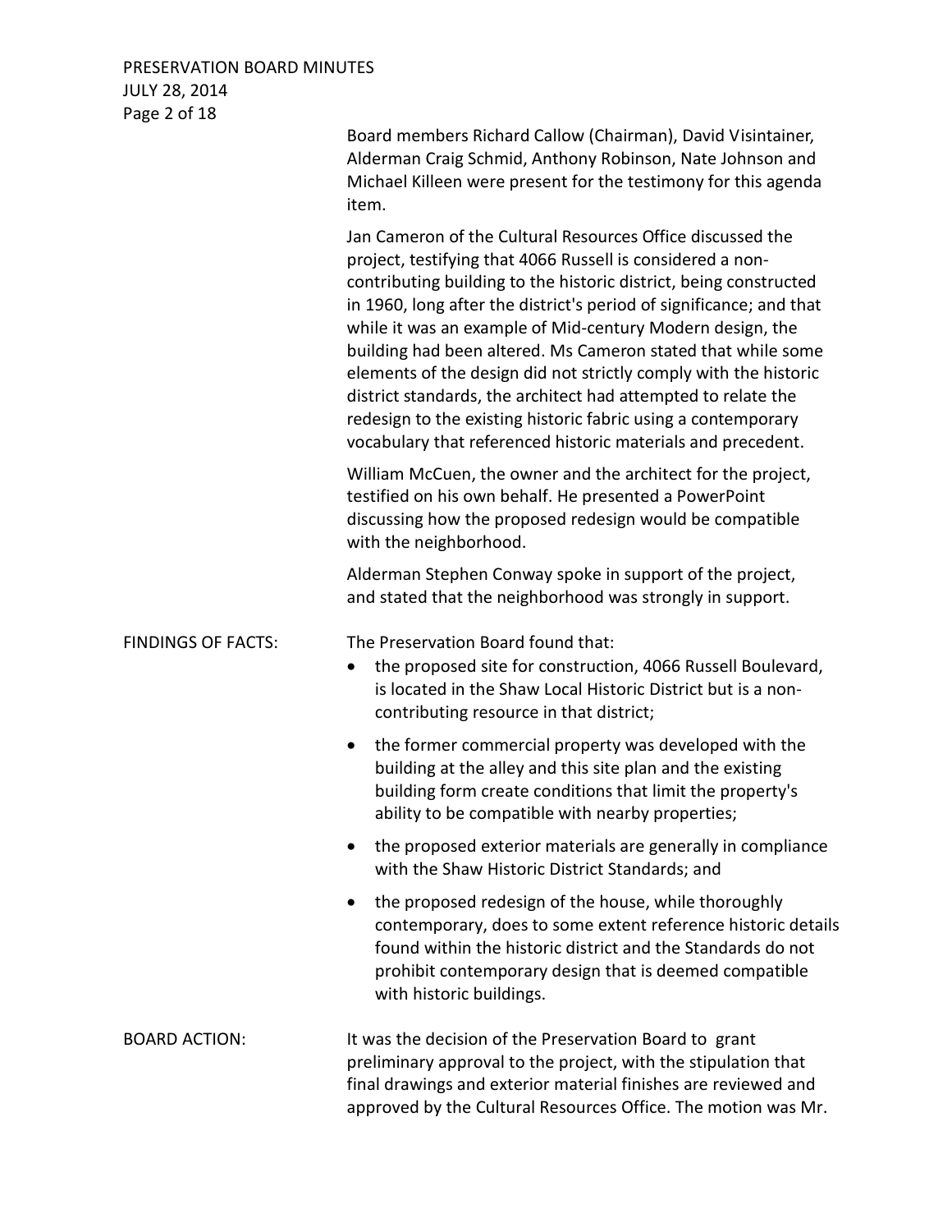Board members Richard Callow (Chairman), David Visintainer, Alderman Craig Schmid, Anthony Robinson, Nate Johnson and Michael Killeen were present for the testimony for this agenda item.

Jan Cameron of the Cultural Resources Office discussed the project, testifying that 4066 Russell is considered a non-contributing building to the historic district, being constructed in 1960, long after the district's period of significance; and that while it was an example of Mid-century Modern design, the building had been altered. Ms Cameron stated that while some elements of the design did not strictly comply with the historic district standards, the architect had attempted to relate the redesign to the existing historic fabric using a contemporary vocabulary that referenced historic materials and precedent.

William McCuen, the owner and the architect for the project, testified on his own behalf. He presented a PowerPoint discussing how the proposed redesign would be compatible with the neighborhood.

Alderman Stephen Conway spoke in support of the project, and stated that the neighborhood was strongly in support.

**FINDINGS OF FACTS:**

The Preservation Board found that:

- the proposed site for construction, 4066 Russell Boulevard, is located in the Shaw Local Historic District but is a non-contributing resource in that district;
- the former commercial property was developed with the building at the alley and this site plan and the existing building form create conditions that limit the property's ability to be compatible with nearby properties;
- the proposed exterior materials are generally in compliance with the Shaw Historic District Standards; and
- the proposed redesign of the house, while thoroughly contemporary, does to some extent reference historic details found within the historic district and the Standards do not prohibit contemporary design that is deemed compatible with historic buildings.

**BOARD ACTION:**

It was the decision of the Preservation Board to grant preliminary approval to the project, with the stipulation that final drawings and exterior material finishes are reviewed and approved by the Cultural Resources Office. The motion was Mr.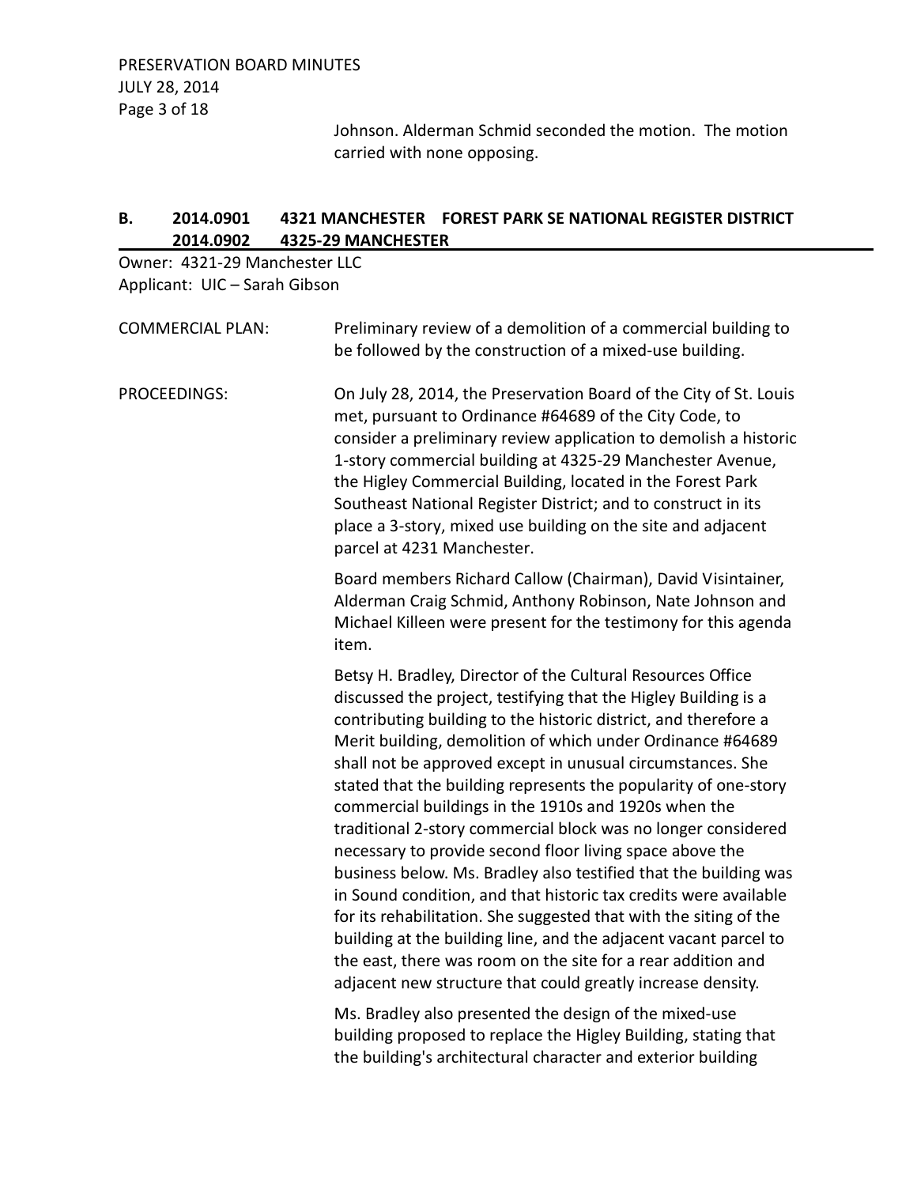Johnson. Alderman Schmid seconded the motion. The motion carried with none opposing.

## B. 2014.0901 4321 MANCHESTER FOREST PARK SE NATIONAL REGISTER DISTRICT 2014.0902 4325-29 MANCHESTER

Owner: 4321-29 Manchester LLC
Applicant: UIC – Sarah Gibson

COMMERCIAL PLAN: Preliminary review of a demolition of a commercial building to be followed by the construction of a mixed-use building.

PROCEEDINGS: On July 28, 2014, the Preservation Board of the City of St. Louis met, pursuant to Ordinance #64689 of the City Code, to consider a preliminary review application to demolish a historic 1-story commercial building at 4325-29 Manchester Avenue, the Higley Commercial Building, located in the Forest Park Southeast National Register District; and to construct in its place a 3-story, mixed use building on the site and adjacent parcel at 4231 Manchester.

Board members Richard Callow (Chairman), David Visintainer, Alderman Craig Schmid, Anthony Robinson, Nate Johnson and Michael Killeen were present for the testimony for this agenda item.

Betsy H. Bradley, Director of the Cultural Resources Office discussed the project, testifying that the Higley Building is a contributing building to the historic district, and therefore a Merit building, demolition of which under Ordinance #64689 shall not be approved except in unusual circumstances. She stated that the building represents the popularity of one-story commercial buildings in the 1910s and 1920s when the traditional 2-story commercial block was no longer considered necessary to provide second floor living space above the business below. Ms. Bradley also testified that the building was in Sound condition, and that historic tax credits were available for its rehabilitation. She suggested that with the siting of the building at the building line, and the adjacent vacant parcel to the east, there was room on the site for a rear addition and adjacent new structure that could greatly increase density.

Ms. Bradley also presented the design of the mixed-use building proposed to replace the Higley Building, stating that the building's architectural character and exterior building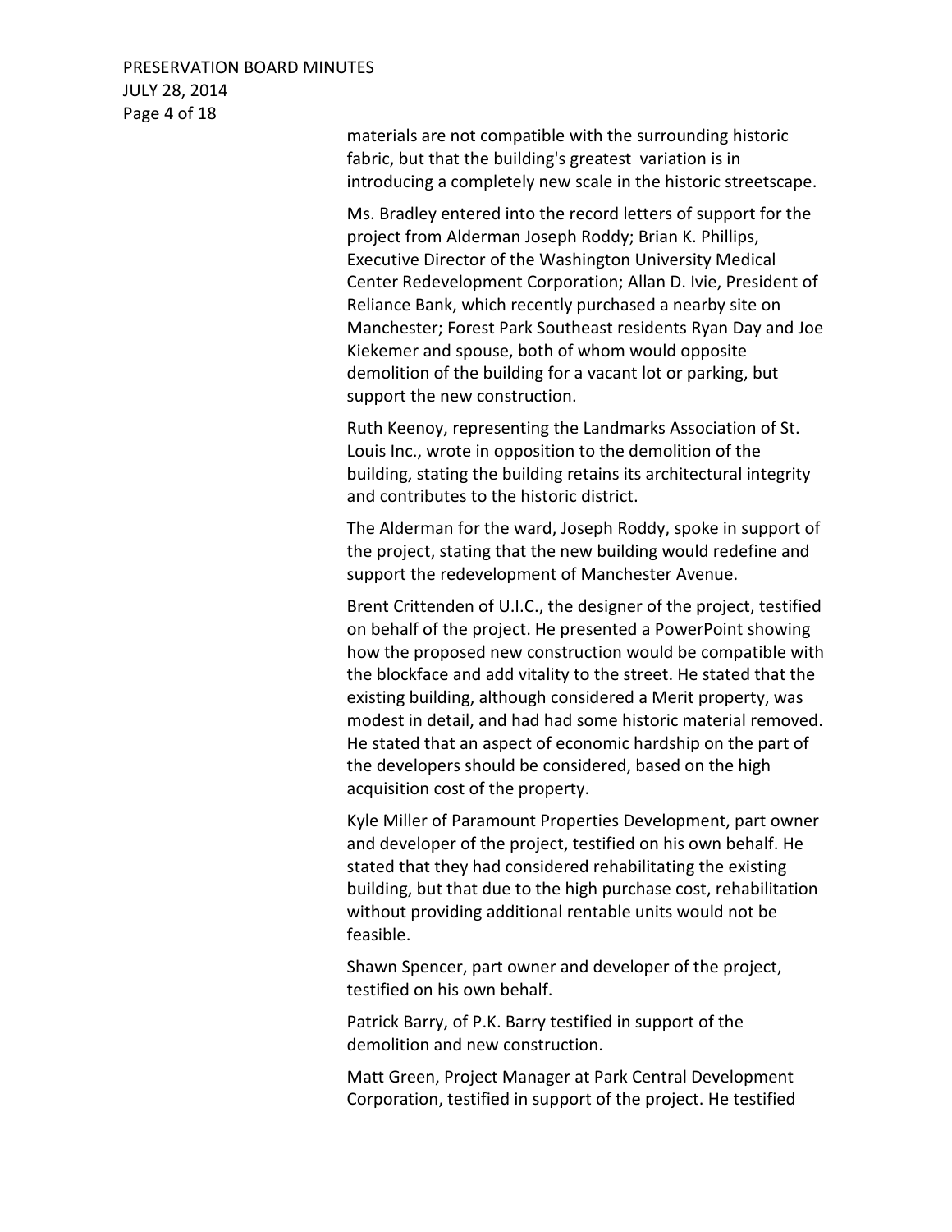materials are not compatible with the surrounding historic fabric, but that the building's greatest variation is in introducing a completely new scale in the historic streetscape.

Ms. Bradley entered into the record letters of support for the project from Alderman Joseph Roddy; Brian K. Phillips, Executive Director of the Washington University Medical Center Redevelopment Corporation; Allan D. Ivie, President of Reliance Bank, which recently purchased a nearby site on Manchester; Forest Park Southeast residents Ryan Day and Joe Kiekemer and spouse, both of whom would opposite demolition of the building for a vacant lot or parking, but support the new construction.

Ruth Keenoy, representing the Landmarks Association of St. Louis Inc., wrote in opposition to the demolition of the building, stating the building retains its architectural integrity and contributes to the historic district.

The Alderman for the ward, Joseph Roddy, spoke in support of the project, stating that the new building would redefine and support the redevelopment of Manchester Avenue.

Brent Crittenden of U.I.C., the designer of the project, testified on behalf of the project. He presented a PowerPoint showing how the proposed new construction would be compatible with the blockface and add vitality to the street. He stated that the existing building, although considered a Merit property, was modest in detail, and had had some historic material removed. He stated that an aspect of economic hardship on the part of the developers should be considered, based on the high acquisition cost of the property.

Kyle Miller of Paramount Properties Development, part owner and developer of the project, testified on his own behalf. He stated that they had considered rehabilitating the existing building, but that due to the high purchase cost, rehabilitation without providing additional rentable units would not be feasible.

Shawn Spencer, part owner and developer of the project, testified on his own behalf.

Patrick Barry, of P.K. Barry testified in support of the demolition and new construction.

Matt Green, Project Manager at Park Central Development Corporation, testified in support of the project. He testified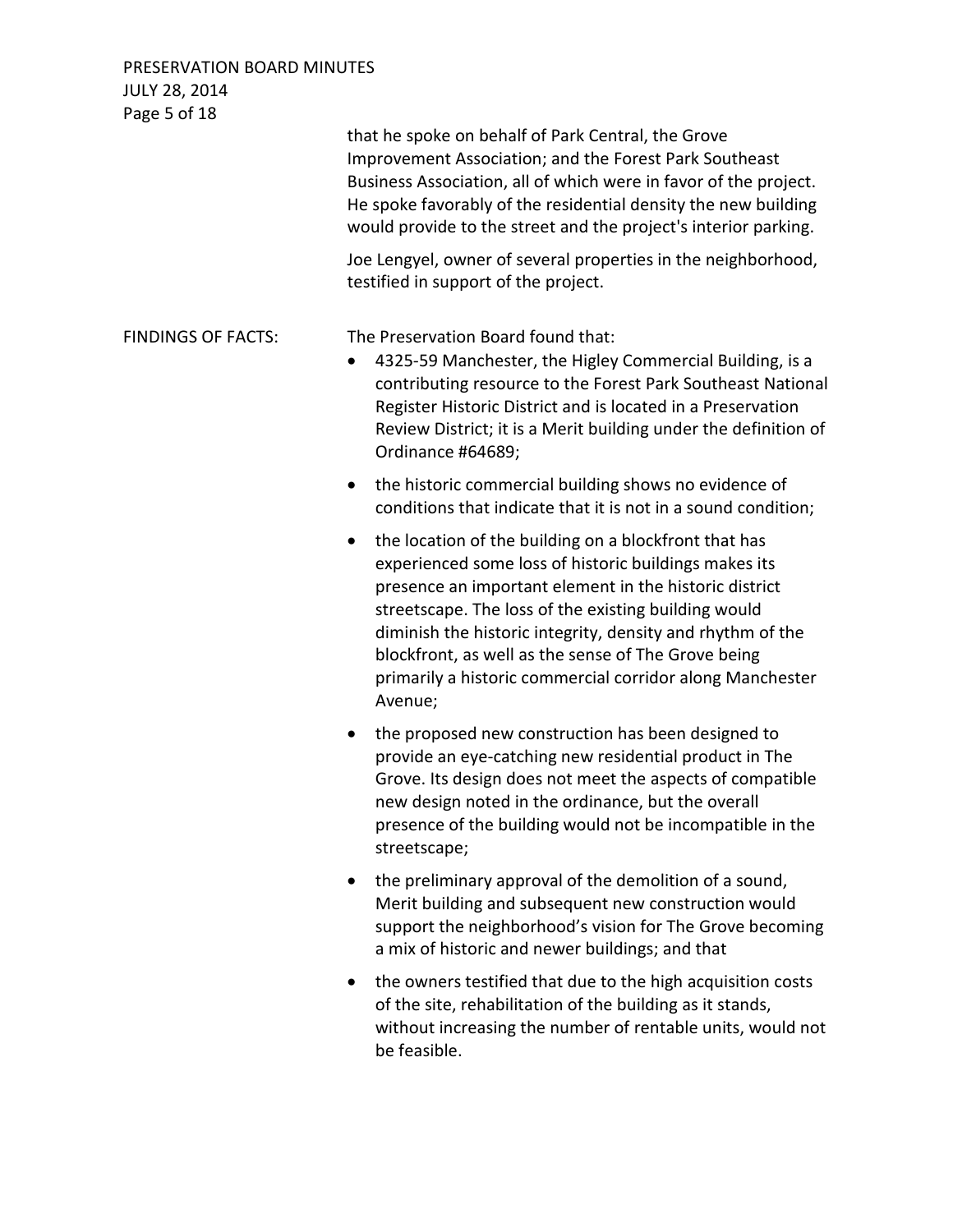that he spoke on behalf of Park Central, the Grove Improvement Association; and the Forest Park Southeast Business Association, all of which were in favor of the project. He spoke favorably of the residential density the new building would provide to the street and the project's interior parking.

Joe Lengyel, owner of several properties in the neighborhood, testified in support of the project.

FINDINGS OF FACTS: The Preservation Board found that:

- 4325-59 Manchester, the Higley Commercial Building, is a contributing resource to the Forest Park Southeast National Register Historic District and is located in a Preservation Review District; it is a Merit building under the definition of Ordinance #64689;
- the historic commercial building shows no evidence of conditions that indicate that it is not in a sound condition;
- the location of the building on a blockfront that has experienced some loss of historic buildings makes its presence an important element in the historic district streetscape. The loss of the existing building would diminish the historic integrity, density and rhythm of the blockfront, as well as the sense of The Grove being primarily a historic commercial corridor along Manchester Avenue;
- the proposed new construction has been designed to provide an eye-catching new residential product in The Grove. Its design does not meet the aspects of compatible new design noted in the ordinance, but the overall presence of the building would not be incompatible in the streetscape;
- the preliminary approval of the demolition of a sound, Merit building and subsequent new construction would support the neighborhood's vision for The Grove becoming a mix of historic and newer buildings; and that
- the owners testified that due to the high acquisition costs of the site, rehabilitation of the building as it stands, without increasing the number of rentable units, would not be feasible.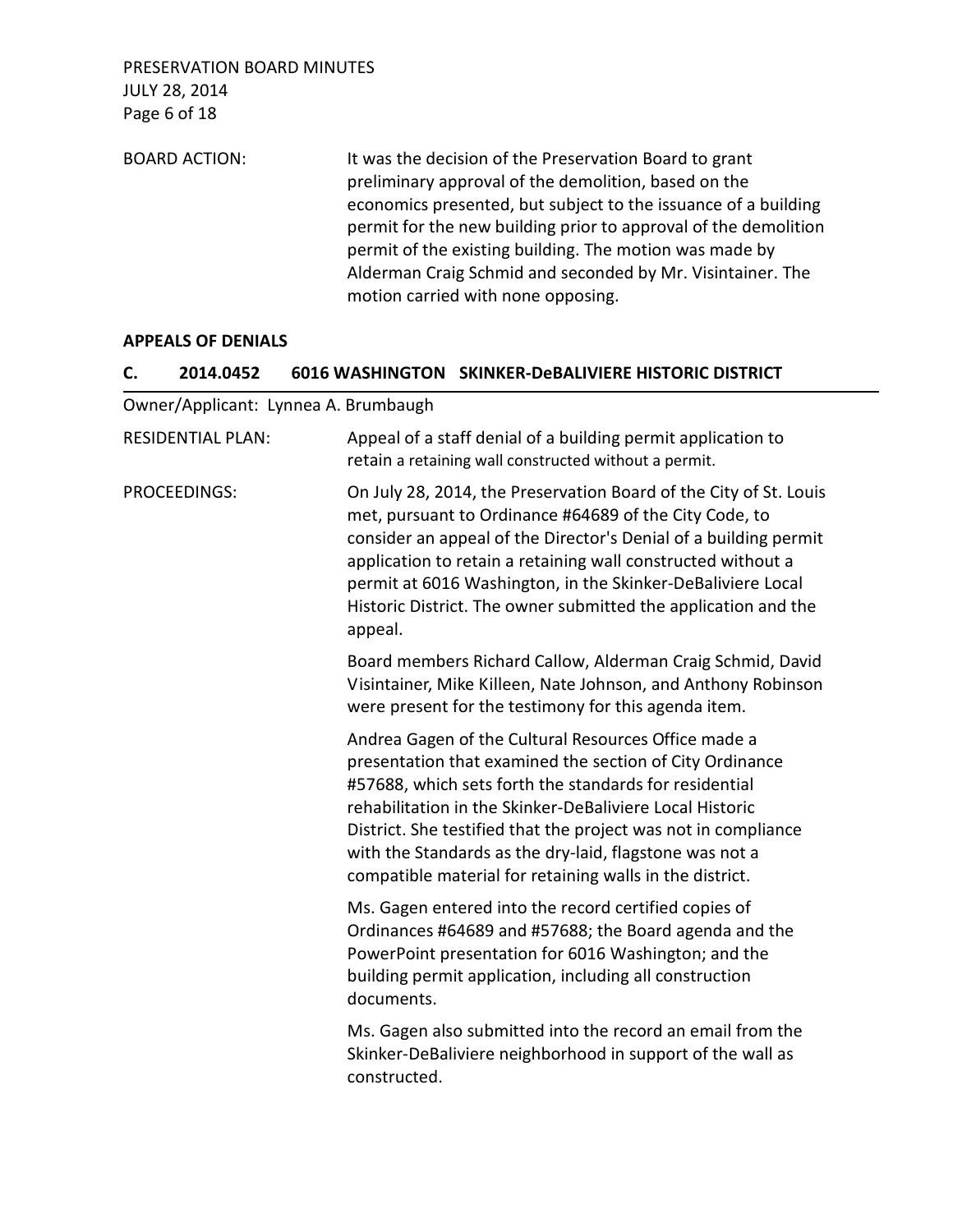BOARD ACTION: It was the decision of the Preservation Board to grant preliminary approval of the demolition, based on the economics presented, but subject to the issuance of a building permit for the new building prior to approval of the demolition permit of the existing building. The motion was made by Alderman Craig Schmid and seconded by Mr. Visintainer. The motion carried with none opposing.

## APPEALS OF DENIALS

### C. 2014.0452 6016 WASHINGTON SKINKER-DeBALIVIERE HISTORIC DISTRICT

Owner/Applicant: Lynnea A. Brumbaugh

RESIDENTIAL PLAN: Appeal of a staff denial of a building permit application to retain a retaining wall constructed without a permit.

PROCEEDINGS: On July 28, 2014, the Preservation Board of the City of St. Louis met, pursuant to Ordinance #64689 of the City Code, to consider an appeal of the Director's Denial of a building permit application to retain a retaining wall constructed without a permit at 6016 Washington, in the Skinker-DeBaliviere Local Historic District. The owner submitted the application and the appeal.

Board members Richard Callow, Alderman Craig Schmid, David Visintainer, Mike Killeen, Nate Johnson, and Anthony Robinson were present for the testimony for this agenda item.

Andrea Gagen of the Cultural Resources Office made a presentation that examined the section of City Ordinance #57688, which sets forth the standards for residential rehabilitation in the Skinker-DeBaliviere Local Historic District. She testified that the project was not in compliance with the Standards as the dry-laid, flagstone was not a compatible material for retaining walls in the district.

Ms. Gagen entered into the record certified copies of Ordinances #64689 and #57688; the Board agenda and the PowerPoint presentation for 6016 Washington; and the building permit application, including all construction documents.

Ms. Gagen also submitted into the record an email from the Skinker-DeBaliviere neighborhood in support of the wall as constructed.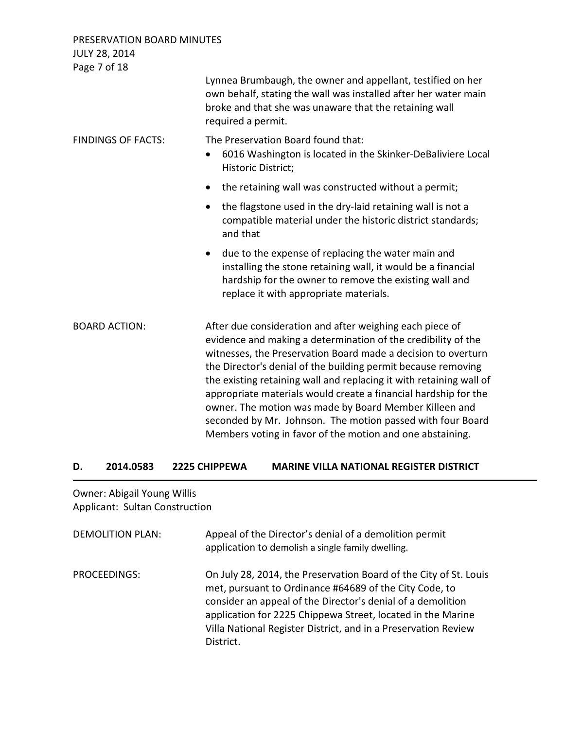Lynnea Brumbaugh, the owner and appellant, testified on her own behalf, stating the wall was installed after her water main broke and that she was unaware that the retaining wall required a permit.

FINDINGS OF FACTS: The Preservation Board found that:

- 6016 Washington is located in the Skinker-DeBaliviere Local Historic District;
- the retaining wall was constructed without a permit;
- the flagstone used in the dry-laid retaining wall is not a compatible material under the historic district standards; and that
- due to the expense of replacing the water main and installing the stone retaining wall, it would be a financial hardship for the owner to remove the existing wall and replace it with appropriate materials.

BOARD ACTION: After due consideration and after weighing each piece of evidence and making a determination of the credibility of the witnesses, the Preservation Board made a decision to overturn the Director's denial of the building permit because removing the existing retaining wall and replacing it with retaining wall of appropriate materials would create a financial hardship for the owner. The motion was made by Board Member Killeen and seconded by Mr. Johnson. The motion passed with four Board Members voting in favor of the motion and one abstaining.

## D. 2014.0583 2225 CHIPPEWA MARINE VILLA NATIONAL REGISTER DISTRICT

Owner: Abigail Young Willis
Applicant: Sultan Construction

DEMOLITION PLAN: Appeal of the Director's denial of a demolition permit application to demolish a single family dwelling.

PROCEEDINGS: On July 28, 2014, the Preservation Board of the City of St. Louis met, pursuant to Ordinance #64689 of the City Code, to consider an appeal of the Director's denial of a demolition application for 2225 Chippewa Street, located in the Marine Villa National Register District, and in a Preservation Review District.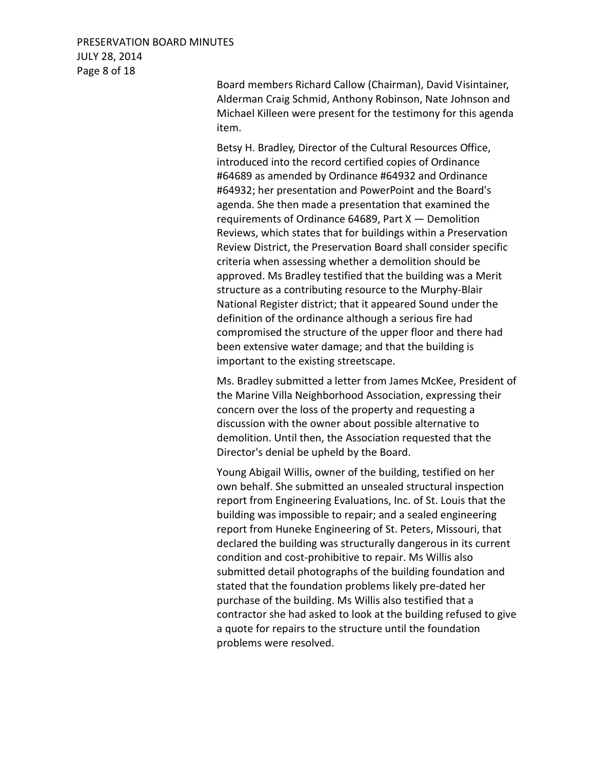Board members Richard Callow (Chairman), David Visintainer, Alderman Craig Schmid, Anthony Robinson, Nate Johnson and Michael Killeen were present for the testimony for this agenda item.

Betsy H. Bradley, Director of the Cultural Resources Office, introduced into the record certified copies of Ordinance #64689 as amended by Ordinance #64932 and Ordinance #64932; her presentation and PowerPoint and the Board's agenda. She then made a presentation that examined the requirements of Ordinance 64689, Part X — Demolition Reviews, which states that for buildings within a Preservation Review District, the Preservation Board shall consider specific criteria when assessing whether a demolition should be approved. Ms Bradley testified that the building was a Merit structure as a contributing resource to the Murphy-Blair National Register district; that it appeared Sound under the definition of the ordinance although a serious fire had compromised the structure of the upper floor and there had been extensive water damage; and that the building is important to the existing streetscape.

Ms. Bradley submitted a letter from James McKee, President of the Marine Villa Neighborhood Association, expressing their concern over the loss of the property and requesting a discussion with the owner about possible alternative to demolition. Until then, the Association requested that the Director's denial be upheld by the Board.

Young Abigail Willis, owner of the building, testified on her own behalf. She submitted an unsealed structural inspection report from Engineering Evaluations, Inc. of St. Louis that the building was impossible to repair; and a sealed engineering report from Huneke Engineering of St. Peters, Missouri, that declared the building was structurally dangerous in its current condition and cost-prohibitive to repair. Ms Willis also submitted detail photographs of the building foundation and stated that the foundation problems likely pre-dated her purchase of the building. Ms Willis also testified that a contractor she had asked to look at the building refused to give a quote for repairs to the structure until the foundation problems were resolved.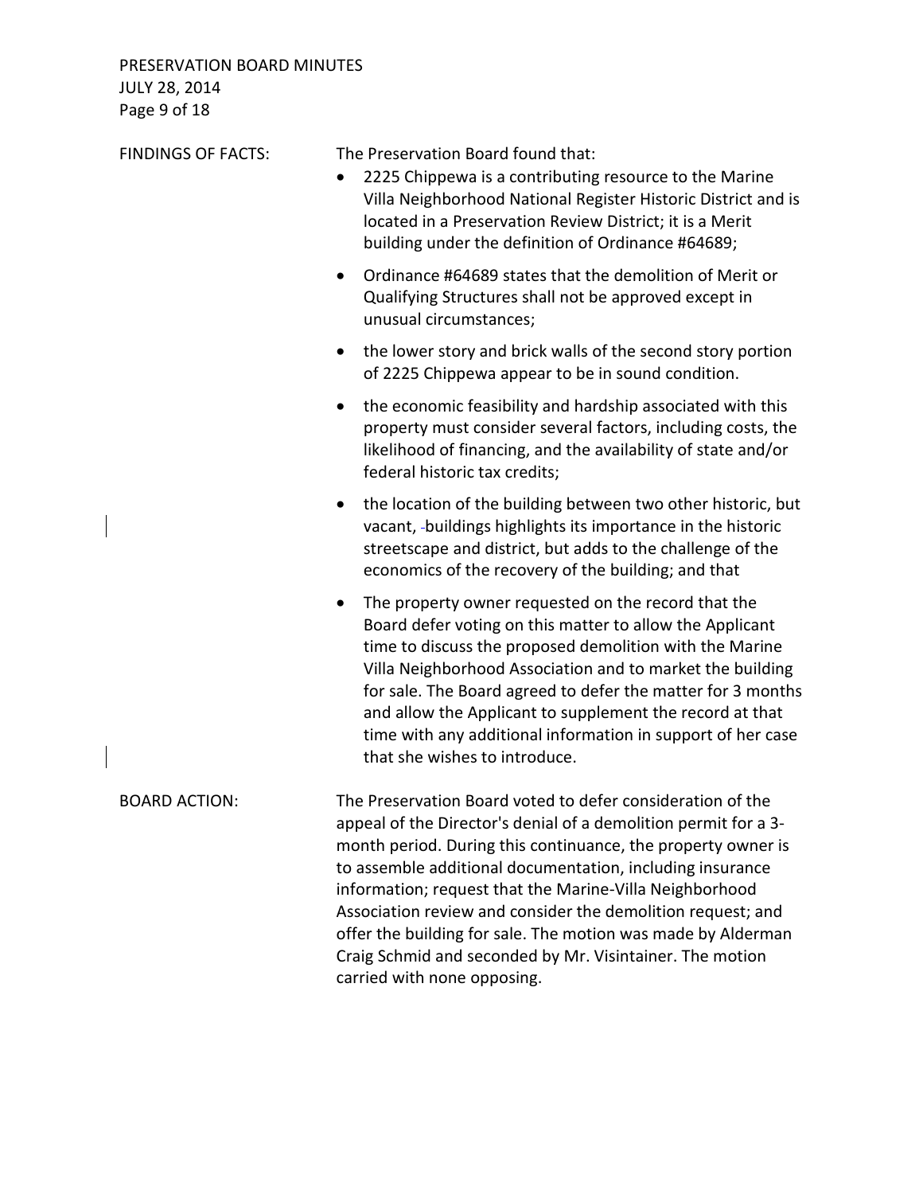**FINDINGS OF FACTS:**

The Preservation Board found that:

- 2225 Chippewa is a contributing resource to the Marine Villa Neighborhood National Register Historic District and is located in a Preservation Review District; it is a Merit building under the definition of Ordinance #64689;
- Ordinance #64689 states that the demolition of Merit or Qualifying Structures shall not be approved except in unusual circumstances;
- the lower story and brick walls of the second story portion of 2225 Chippewa appear to be in sound condition.
- the economic feasibility and hardship associated with this property must consider several factors, including costs, the likelihood of financing, and the availability of state and/or federal historic tax credits;
- the location of the building between two other historic, but vacant, buildings highlights its importance in the historic streetscape and district, but adds to the challenge of the economics of the recovery of the building; and that
- The property owner requested on the record that the Board defer voting on this matter to allow the Applicant time to discuss the proposed demolition with the Marine Villa Neighborhood Association and to market the building for sale. The Board agreed to defer the matter for 3 months and allow the Applicant to supplement the record at that time with any additional information in support of her case that she wishes to introduce.

**BOARD ACTION:**

The Preservation Board voted to defer consideration of the appeal of the Director's denial of a demolition permit for a 3-month period. During this continuance, the property owner is to assemble additional documentation, including insurance information; request that the Marine-Villa Neighborhood Association review and consider the demolition request; and offer the building for sale. The motion was made by Alderman Craig Schmid and seconded by Mr. Visintainer. The motion carried with none opposing.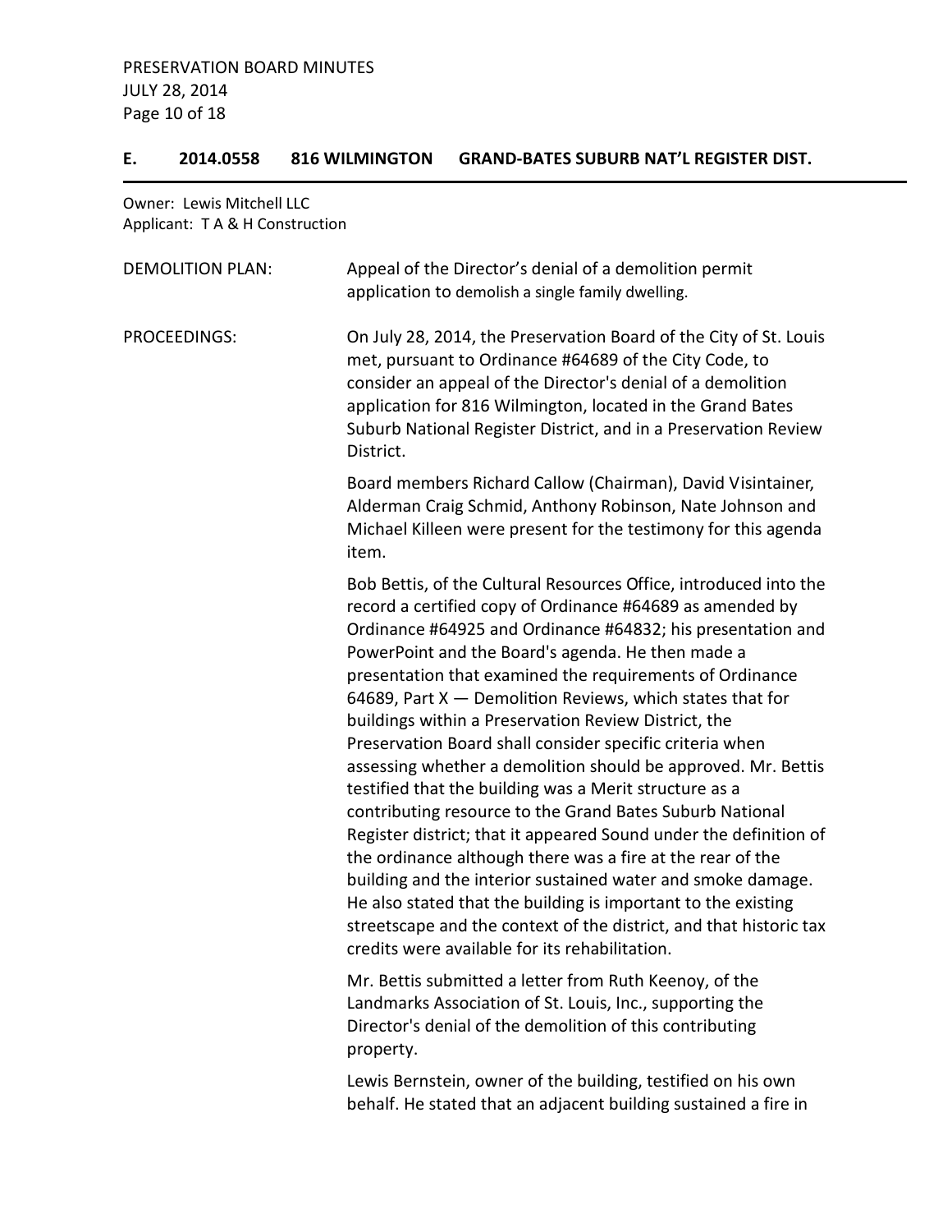## E. 2014.0558 816 WILMINGTON GRAND-BATES SUBURB NAT'L REGISTER DIST.

Owner: Lewis Mitchell LLC
Applicant: T A & H Construction

DEMOLITION PLAN: Appeal of the Director's denial of a demolition permit application to demolish a single family dwelling.

PROCEEDINGS: On July 28, 2014, the Preservation Board of the City of St. Louis met, pursuant to Ordinance #64689 of the City Code, to consider an appeal of the Director's denial of a demolition application for 816 Wilmington, located in the Grand Bates Suburb National Register District, and in a Preservation Review District.

Board members Richard Callow (Chairman), David Visintainer, Alderman Craig Schmid, Anthony Robinson, Nate Johnson and Michael Killeen were present for the testimony for this agenda item.

Bob Bettis, of the Cultural Resources Office, introduced into the record a certified copy of Ordinance #64689 as amended by Ordinance #64925 and Ordinance #64832; his presentation and PowerPoint and the Board's agenda. He then made a presentation that examined the requirements of Ordinance 64689, Part X — Demolition Reviews, which states that for buildings within a Preservation Review District, the Preservation Board shall consider specific criteria when assessing whether a demolition should be approved. Mr. Bettis testified that the building was a Merit structure as a contributing resource to the Grand Bates Suburb National Register district; that it appeared Sound under the definition of the ordinance although there was a fire at the rear of the building and the interior sustained water and smoke damage. He also stated that the building is important to the existing streetscape and the context of the district, and that historic tax credits were available for its rehabilitation.

Mr. Bettis submitted a letter from Ruth Keenoy, of the Landmarks Association of St. Louis, Inc., supporting the Director's denial of the demolition of this contributing property.

Lewis Bernstein, owner of the building, testified on his own behalf. He stated that an adjacent building sustained a fire in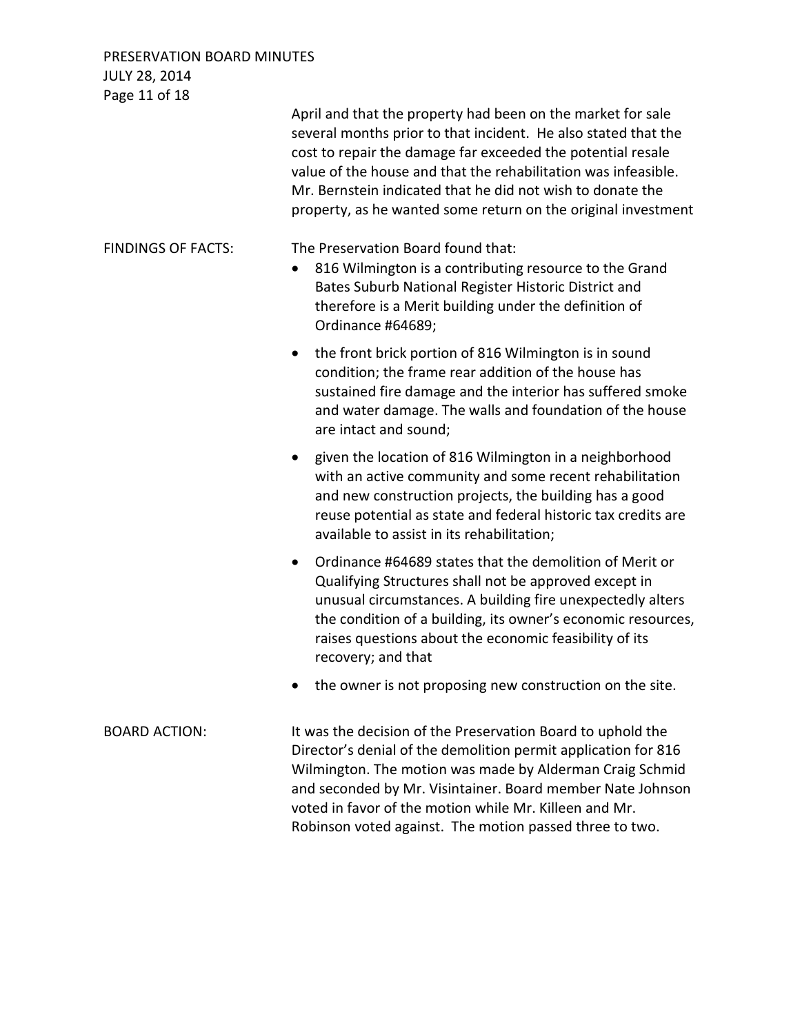April and that the property had been on the market for sale several months prior to that incident. He also stated that the cost to repair the damage far exceeded the potential resale value of the house and that the rehabilitation was infeasible. Mr. Bernstein indicated that he did not wish to donate the property, as he wanted some return on the original investment

**FINDINGS OF FACTS:**

The Preservation Board found that:

- 816 Wilmington is a contributing resource to the Grand Bates Suburb National Register Historic District and therefore is a Merit building under the definition of Ordinance #64689;
- the front brick portion of 816 Wilmington is in sound condition; the frame rear addition of the house has sustained fire damage and the interior has suffered smoke and water damage. The walls and foundation of the house are intact and sound;
- given the location of 816 Wilmington in a neighborhood with an active community and some recent rehabilitation and new construction projects, the building has a good reuse potential as state and federal historic tax credits are available to assist in its rehabilitation;
- Ordinance #64689 states that the demolition of Merit or Qualifying Structures shall not be approved except in unusual circumstances. A building fire unexpectedly alters the condition of a building, its owner's economic resources, raises questions about the economic feasibility of its recovery; and that
- the owner is not proposing new construction on the site.

**BOARD ACTION:**

It was the decision of the Preservation Board to uphold the Director's denial of the demolition permit application for 816 Wilmington. The motion was made by Alderman Craig Schmid and seconded by Mr. Visintainer. Board member Nate Johnson voted in favor of the motion while Mr. Killeen and Mr. Robinson voted against. The motion passed three to two.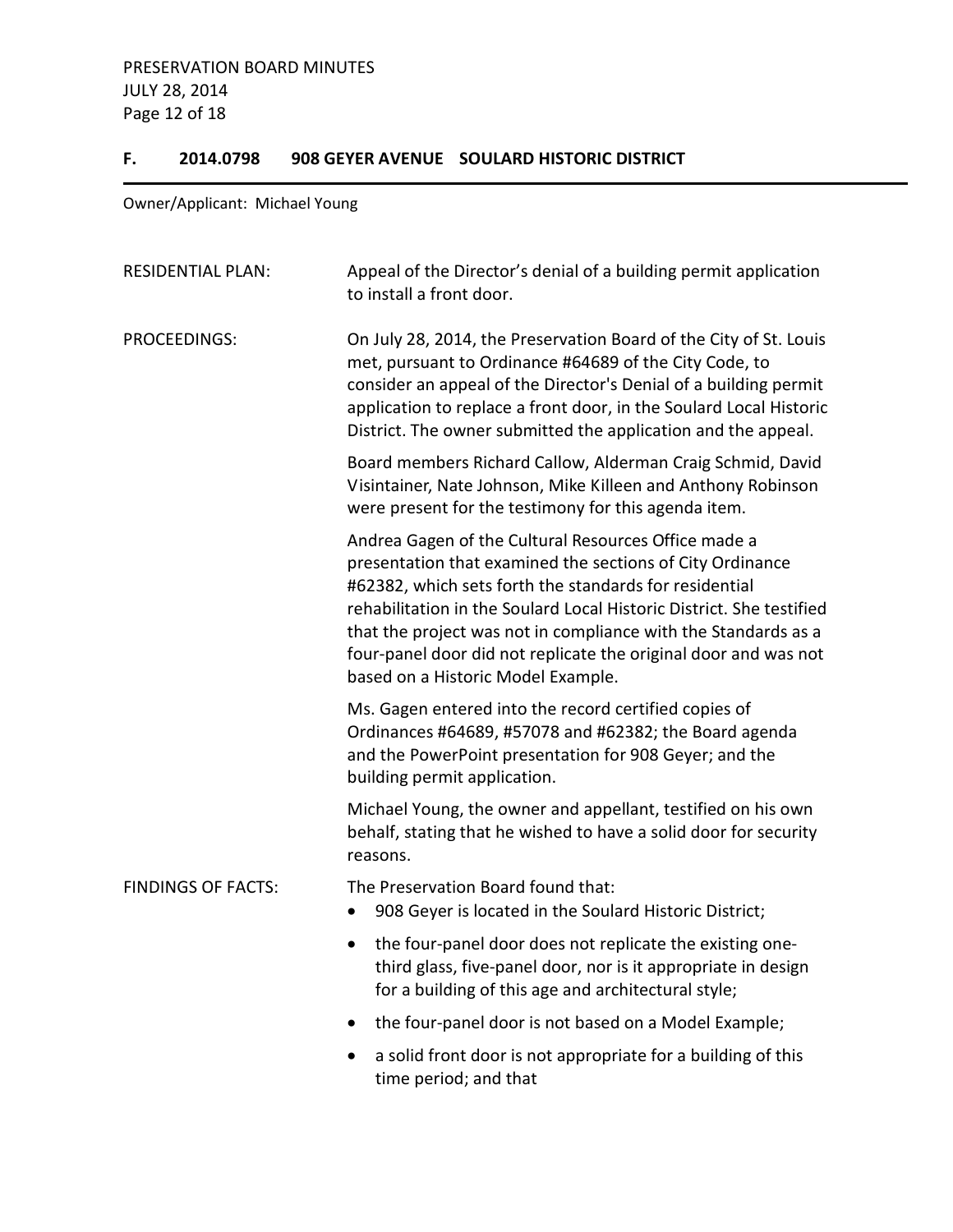## F. 2014.0798 908 GEYER AVENUE SOULARD HISTORIC DISTRICT

Owner/Applicant: Michael Young

RESIDENTIAL PLAN: Appeal of the Director's denial of a building permit application to install a front door.

PROCEEDINGS: On July 28, 2014, the Preservation Board of the City of St. Louis met, pursuant to Ordinance #64689 of the City Code, to consider an appeal of the Director's Denial of a building permit application to replace a front door, in the Soulard Local Historic District. The owner submitted the application and the appeal.

Board members Richard Callow, Alderman Craig Schmid, David Visintainer, Nate Johnson, Mike Killeen and Anthony Robinson were present for the testimony for this agenda item.

Andrea Gagen of the Cultural Resources Office made a presentation that examined the sections of City Ordinance #62382, which sets forth the standards for residential rehabilitation in the Soulard Local Historic District. She testified that the project was not in compliance with the Standards as a four-panel door did not replicate the original door and was not based on a Historic Model Example.

Ms. Gagen entered into the record certified copies of Ordinances #64689, #57078 and #62382; the Board agenda and the PowerPoint presentation for 908 Geyer; and the building permit application.

Michael Young, the owner and appellant, testified on his own behalf, stating that he wished to have a solid door for security reasons.

FINDINGS OF FACTS: The Preservation Board found that:

- 908 Geyer is located in the Soulard Historic District;
- the four-panel door does not replicate the existing one-third glass, five-panel door, nor is it appropriate in design for a building of this age and architectural style;
- the four-panel door is not based on a Model Example;
- a solid front door is not appropriate for a building of this time period; and that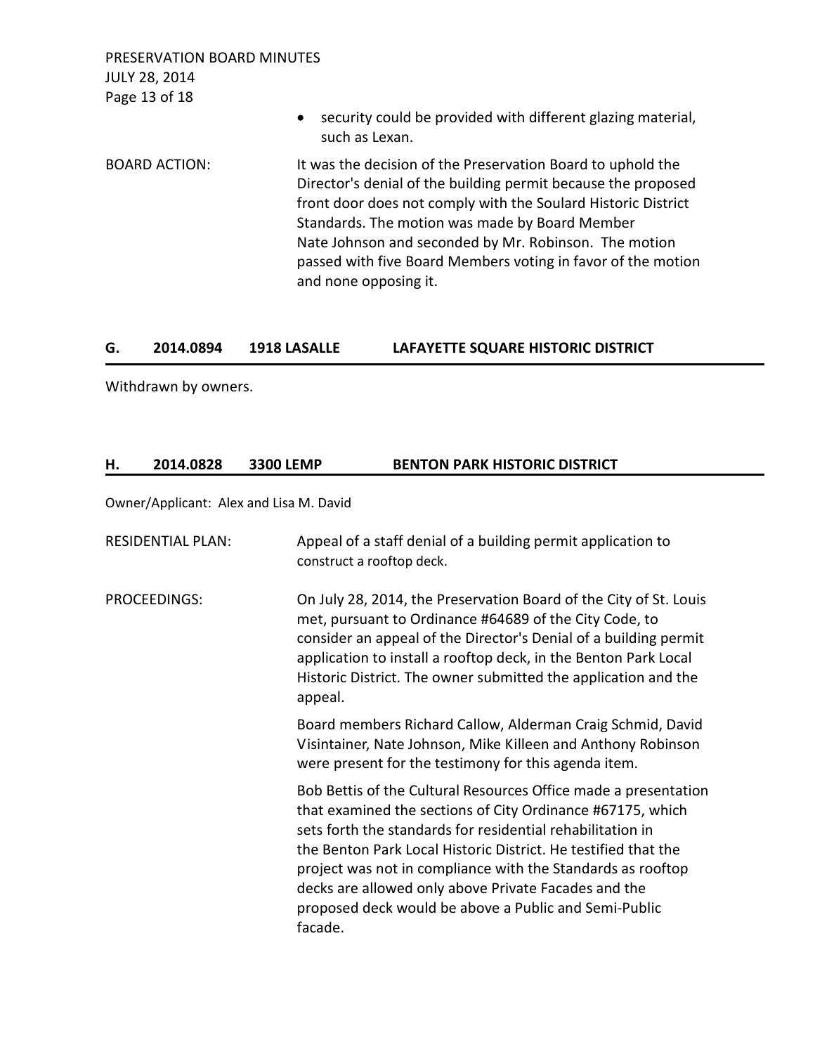- security could be provided with different glazing material, such as Lexan.

BOARD ACTION: It was the decision of the Preservation Board to uphold the Director's denial of the building permit because the proposed front door does not comply with the Soulard Historic District Standards. The motion was made by Board Member Nate Johnson and seconded by Mr. Robinson. The motion passed with five Board Members voting in favor of the motion and none opposing it.

## G. 2014.0894 1918 LASALLE LAFAYETTE SQUARE HISTORIC DISTRICT

Withdrawn by owners.

## H. 2014.0828 3300 LEMP BENTON PARK HISTORIC DISTRICT

Owner/Applicant: Alex and Lisa M. David

RESIDENTIAL PLAN: Appeal of a staff denial of a building permit application to construct a rooftop deck.

PROCEEDINGS: On July 28, 2014, the Preservation Board of the City of St. Louis met, pursuant to Ordinance #64689 of the City Code, to consider an appeal of the Director's Denial of a building permit application to install a rooftop deck, in the Benton Park Local Historic District. The owner submitted the application and the appeal.

Board members Richard Callow, Alderman Craig Schmid, David Visintainer, Nate Johnson, Mike Killeen and Anthony Robinson were present for the testimony for this agenda item.

Bob Bettis of the Cultural Resources Office made a presentation that examined the sections of City Ordinance #67175, which sets forth the standards for residential rehabilitation in the Benton Park Local Historic District. He testified that the project was not in compliance with the Standards as rooftop decks are allowed only above Private Facades and the proposed deck would be above a Public and Semi-Public facade.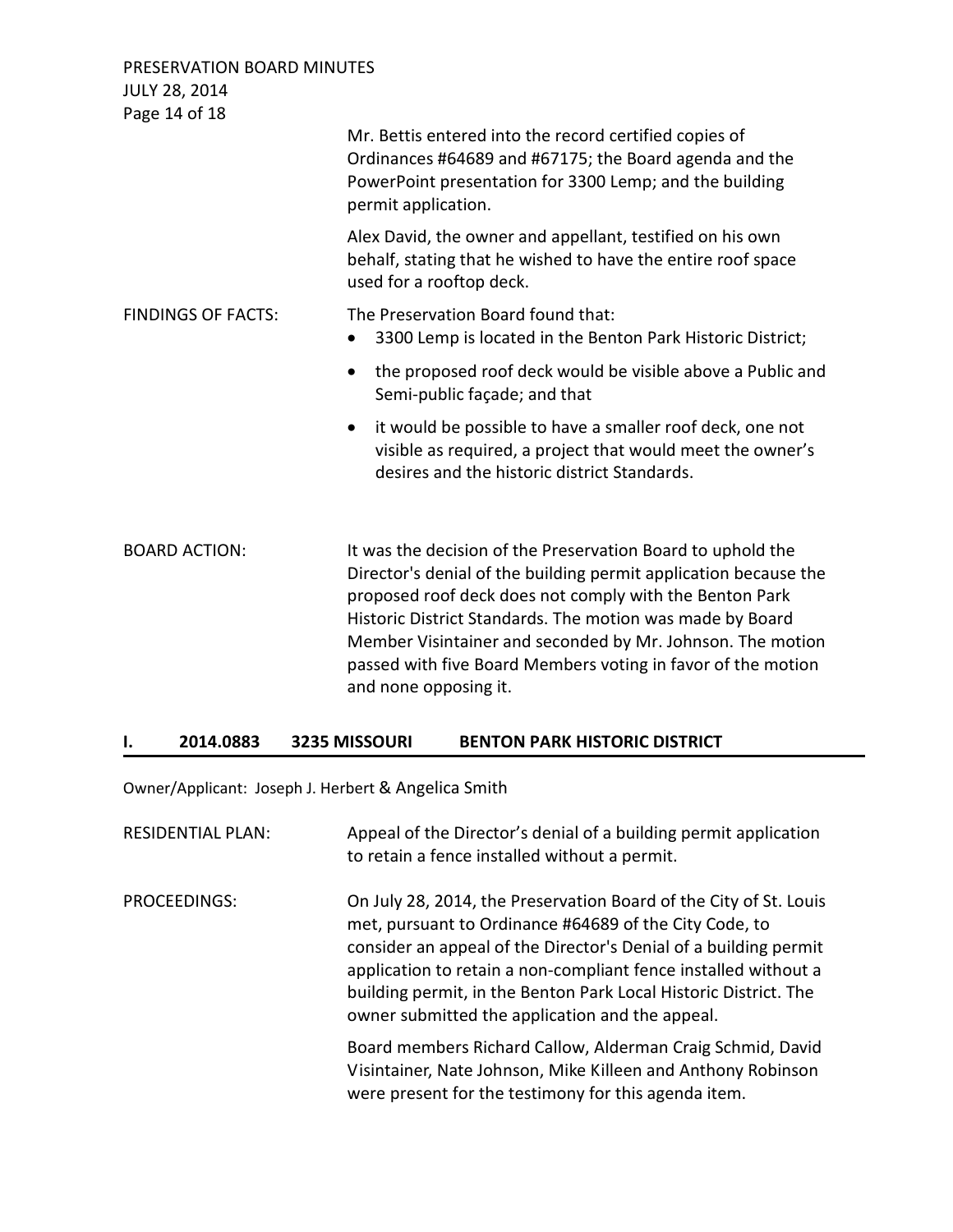Mr. Bettis entered into the record certified copies of Ordinances #64689 and #67175; the Board agenda and the PowerPoint presentation for 3300 Lemp; and the building permit application.

Alex David, the owner and appellant, testified on his own behalf, stating that he wished to have the entire roof space used for a rooftop deck.

FINDINGS OF FACTS: The Preservation Board found that:

- 3300 Lemp is located in the Benton Park Historic District;
- the proposed roof deck would be visible above a Public and Semi-public façade; and that
- it would be possible to have a smaller roof deck, one not visible as required, a project that would meet the owner's desires and the historic district Standards.

BOARD ACTION: It was the decision of the Preservation Board to uphold the Director's denial of the building permit application because the proposed roof deck does not comply with the Benton Park Historic District Standards. The motion was made by Board Member Visintainer and seconded by Mr. Johnson. The motion passed with five Board Members voting in favor of the motion and none opposing it.

## I. 2014.0883 3235 MISSOURI BENTON PARK HISTORIC DISTRICT

Owner/Applicant: Joseph J. Herbert & Angelica Smith

RESIDENTIAL PLAN: Appeal of the Director's denial of a building permit application to retain a fence installed without a permit.

PROCEEDINGS: On July 28, 2014, the Preservation Board of the City of St. Louis met, pursuant to Ordinance #64689 of the City Code, to consider an appeal of the Director's Denial of a building permit application to retain a non-compliant fence installed without a building permit, in the Benton Park Local Historic District. The owner submitted the application and the appeal.

Board members Richard Callow, Alderman Craig Schmid, David Visintainer, Nate Johnson, Mike Killeen and Anthony Robinson were present for the testimony for this agenda item.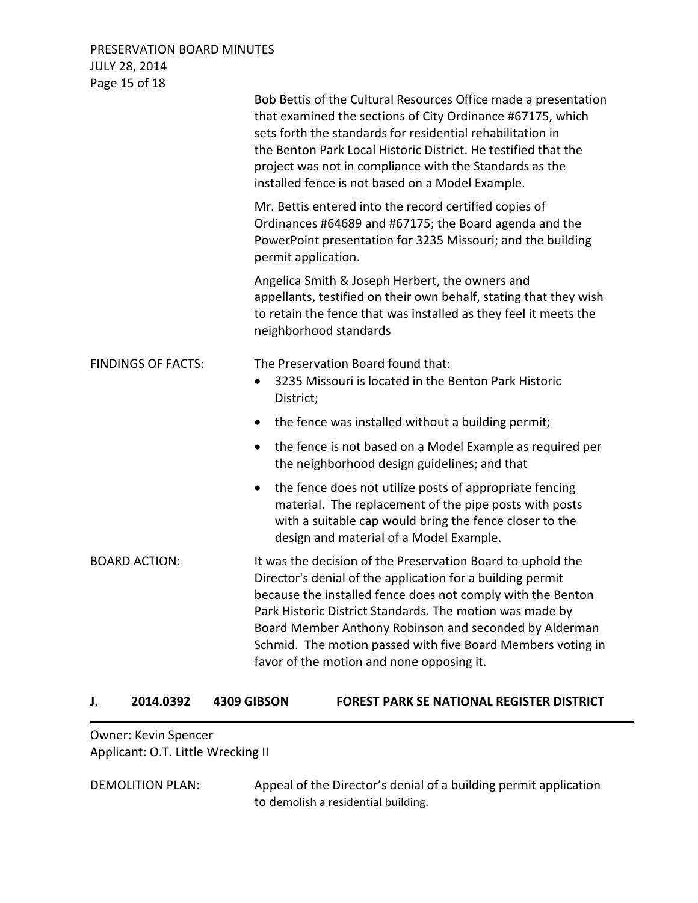Bob Bettis of the Cultural Resources Office made a presentation that examined the sections of City Ordinance #67175, which sets forth the standards for residential rehabilitation in the Benton Park Local Historic District. He testified that the project was not in compliance with the Standards as the installed fence is not based on a Model Example.

Mr. Bettis entered into the record certified copies of Ordinances #64689 and #67175; the Board agenda and the PowerPoint presentation for 3235 Missouri; and the building permit application.

Angelica Smith & Joseph Herbert, the owners and appellants, testified on their own behalf, stating that they wish to retain the fence that was installed as they feel it meets the neighborhood standards

FINDINGS OF FACTS: The Preservation Board found that:

- 3235 Missouri is located in the Benton Park Historic District;
- the fence was installed without a building permit;
- the fence is not based on a Model Example as required per the neighborhood design guidelines; and that
- the fence does not utilize posts of appropriate fencing material. The replacement of the pipe posts with posts with a suitable cap would bring the fence closer to the design and material of a Model Example.

BOARD ACTION: It was the decision of the Preservation Board to uphold the Director's denial of the application for a building permit because the installed fence does not comply with the Benton Park Historic District Standards. The motion was made by Board Member Anthony Robinson and seconded by Alderman Schmid. The motion passed with five Board Members voting in favor of the motion and none opposing it.

## J. 2014.0392 4309 GIBSON FOREST PARK SE NATIONAL REGISTER DISTRICT

Owner: Kevin Spencer
Applicant: O.T. Little Wrecking II

DEMOLITION PLAN: Appeal of the Director's denial of a building permit application to demolish a residential building.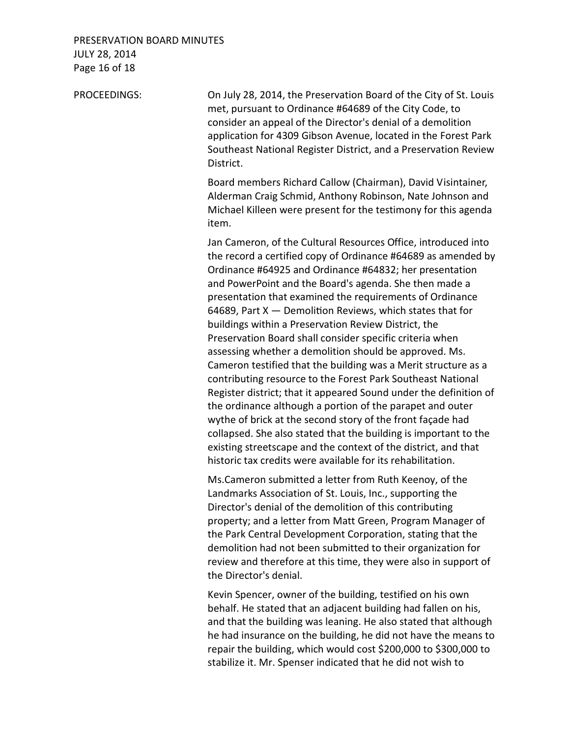PROCEEDINGS:

On July 28, 2014, the Preservation Board of the City of St. Louis met, pursuant to Ordinance #64689 of the City Code, to consider an appeal of the Director's denial of a demolition application for 4309 Gibson Avenue, located in the Forest Park Southeast National Register District, and a Preservation Review District.

Board members Richard Callow (Chairman), David Visintainer, Alderman Craig Schmid, Anthony Robinson, Nate Johnson and Michael Killeen were present for the testimony for this agenda item.

Jan Cameron, of the Cultural Resources Office, introduced into the record a certified copy of Ordinance #64689 as amended by Ordinance #64925 and Ordinance #64832; her presentation and PowerPoint and the Board's agenda. She then made a presentation that examined the requirements of Ordinance 64689, Part X — Demolition Reviews, which states that for buildings within a Preservation Review District, the Preservation Board shall consider specific criteria when assessing whether a demolition should be approved. Ms. Cameron testified that the building was a Merit structure as a contributing resource to the Forest Park Southeast National Register district; that it appeared Sound under the definition of the ordinance although a portion of the parapet and outer wythe of brick at the second story of the front façade had collapsed. She also stated that the building is important to the existing streetscape and the context of the district, and that historic tax credits were available for its rehabilitation.

Ms.Cameron submitted a letter from Ruth Keenoy, of the Landmarks Association of St. Louis, Inc., supporting the Director's denial of the demolition of this contributing property; and a letter from Matt Green, Program Manager of the Park Central Development Corporation, stating that the demolition had not been submitted to their organization for review and therefore at this time, they were also in support of the Director's denial.

Kevin Spencer, owner of the building, testified on his own behalf. He stated that an adjacent building had fallen on his, and that the building was leaning. He also stated that although he had insurance on the building, he did not have the means to repair the building, which would cost $200,000 to $300,000 to stabilize it. Mr. Spenser indicated that he did not wish to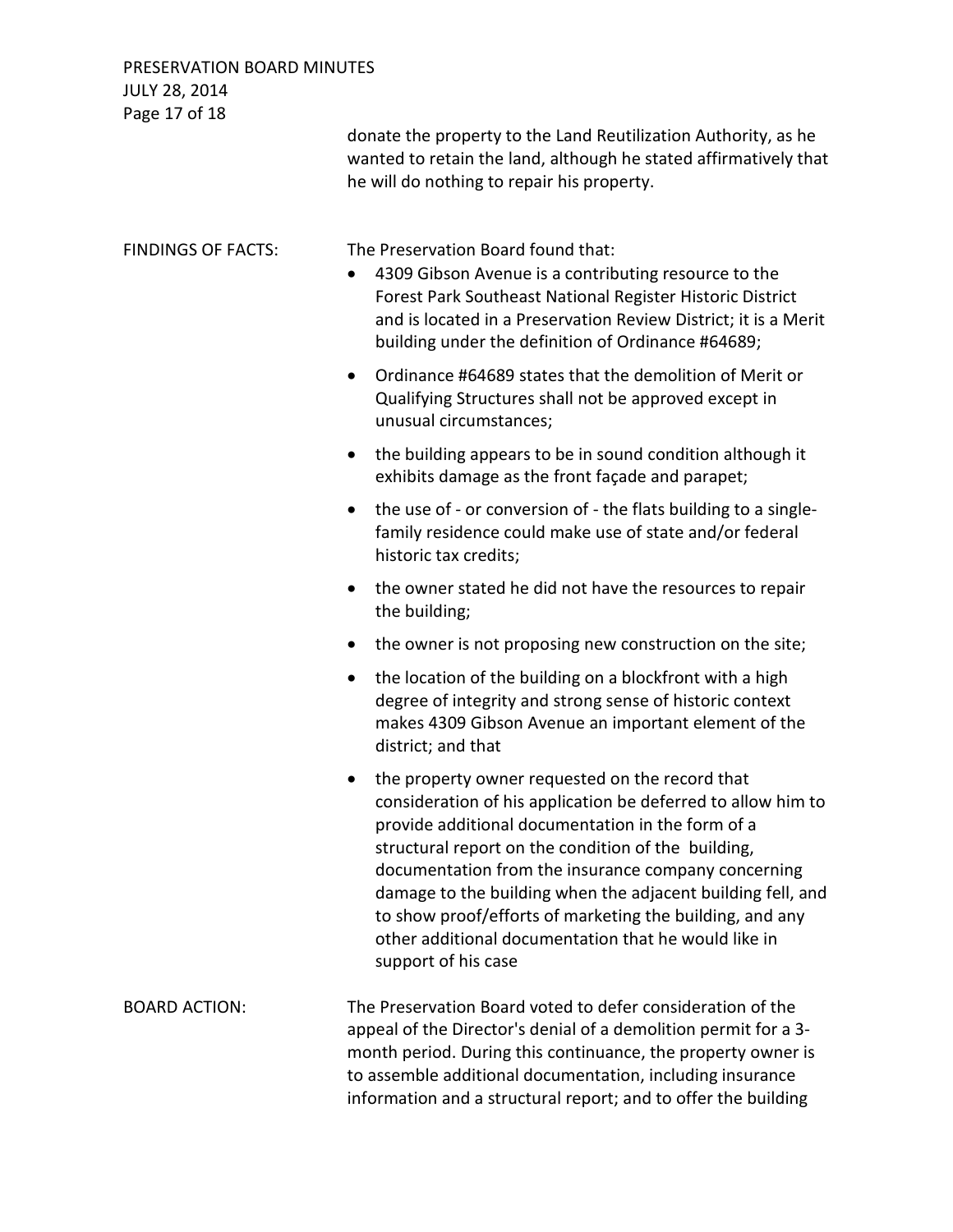donate the property to the Land Reutilization Authority, as he wanted to retain the land, although he stated affirmatively that he will do nothing to repair his property.

FINDINGS OF FACTS: The Preservation Board found that:

- 4309 Gibson Avenue is a contributing resource to the Forest Park Southeast National Register Historic District and is located in a Preservation Review District; it is a Merit building under the definition of Ordinance #64689;
- Ordinance #64689 states that the demolition of Merit or Qualifying Structures shall not be approved except in unusual circumstances;
- the building appears to be in sound condition although it exhibits damage as the front façade and parapet;
- the use of - or conversion of - the flats building to a single-family residence could make use of state and/or federal historic tax credits;
- the owner stated he did not have the resources to repair the building;
- the owner is not proposing new construction on the site;
- the location of the building on a blockfront with a high degree of integrity and strong sense of historic context makes 4309 Gibson Avenue an important element of the district; and that
- the property owner requested on the record that consideration of his application be deferred to allow him to provide additional documentation in the form of a structural report on the condition of the building, documentation from the insurance company concerning damage to the building when the adjacent building fell, and to show proof/efforts of marketing the building, and any other additional documentation that he would like in support of his case

BOARD ACTION: The Preservation Board voted to defer consideration of the appeal of the Director's denial of a demolition permit for a 3-month period. During this continuance, the property owner is to assemble additional documentation, including insurance information and a structural report; and to offer the building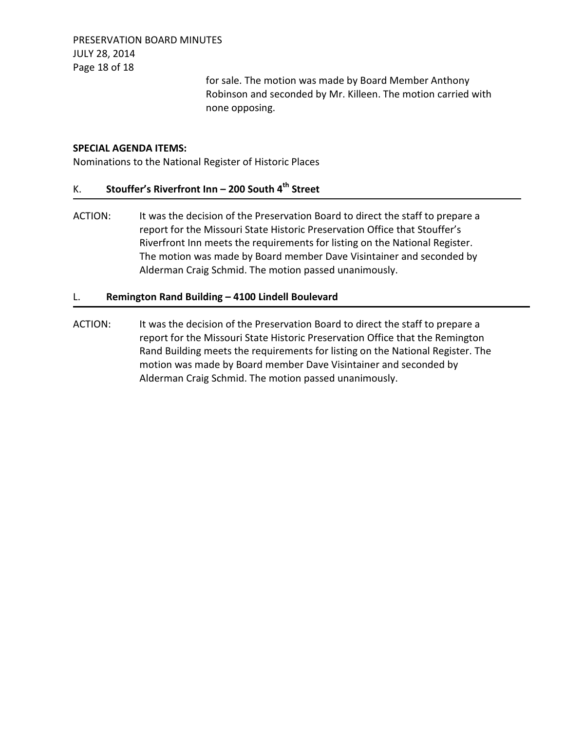for sale. The motion was made by Board Member Anthony Robinson and seconded by Mr. Killeen. The motion carried with none opposing.

**SPECIAL AGENDA ITEMS:**

Nominations to the National Register of Historic Places

## K. **Stouffer's Riverfront Inn – 200 South 4th Street**

ACTION: It was the decision of the Preservation Board to direct the staff to prepare a report for the Missouri State Historic Preservation Office that Stouffer's Riverfront Inn meets the requirements for listing on the National Register. The motion was made by Board member Dave Visintainer and seconded by Alderman Craig Schmid. The motion passed unanimously.

## L. **Remington Rand Building – 4100 Lindell Boulevard**

ACTION: It was the decision of the Preservation Board to direct the staff to prepare a report for the Missouri State Historic Preservation Office that the Remington Rand Building meets the requirements for listing on the National Register. The motion was made by Board member Dave Visintainer and seconded by Alderman Craig Schmid. The motion passed unanimously.